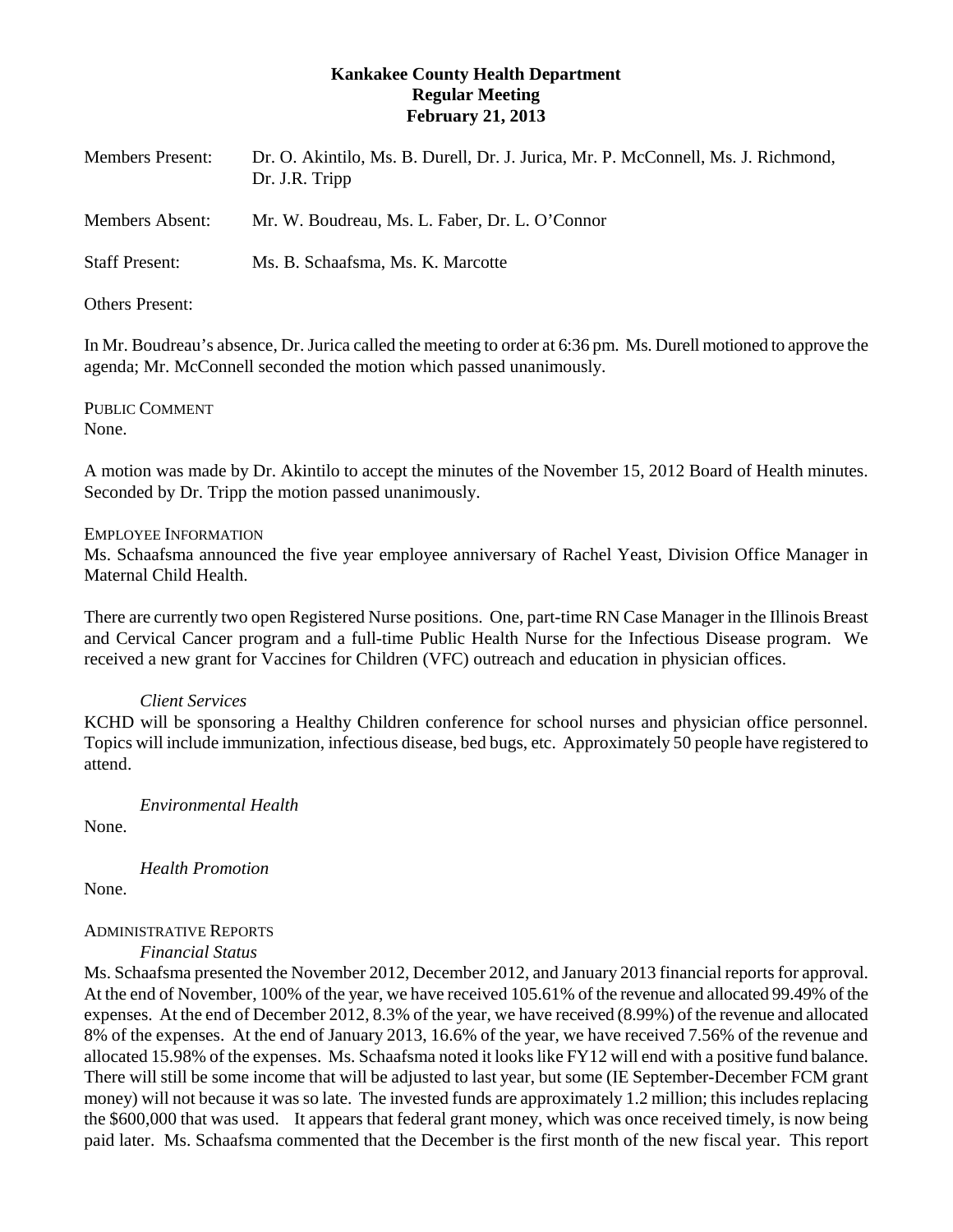**Kankakee County Health Department**
**Regular Meeting**
**February 21, 2013**

Members Present: Dr. O. Akintilo, Ms. B. Durell, Dr. J. Jurica, Mr. P. McConnell, Ms. J. Richmond, Dr. J.R. Tripp

Members Absent: Mr. W. Boudreau, Ms. L. Faber, Dr. L. O'Connor

Staff Present: Ms. B. Schaafsma, Ms. K. Marcotte

Others Present:

In Mr. Boudreau's absence, Dr. Jurica called the meeting to order at 6:36 pm. Ms. Durell motioned to approve the agenda; Mr. McConnell seconded the motion which passed unanimously.

PUBLIC COMMENT
None.

A motion was made by Dr. Akintilo to accept the minutes of the November 15, 2012 Board of Health minutes. Seconded by Dr. Tripp the motion passed unanimously.

EMPLOYEE INFORMATION
Ms. Schaafsma announced the five year employee anniversary of Rachel Yeast, Division Office Manager in Maternal Child Health.

There are currently two open Registered Nurse positions. One, part-time RN Case Manager in the Illinois Breast and Cervical Cancer program and a full-time Public Health Nurse for the Infectious Disease program. We received a new grant for Vaccines for Children (VFC) outreach and education in physician offices.

*Client Services*
KCHD will be sponsoring a Healthy Children conference for school nurses and physician office personnel. Topics will include immunization, infectious disease, bed bugs, etc. Approximately 50 people have registered to attend.

*Environmental Health*
None.

*Health Promotion*
None.

ADMINISTRATIVE REPORTS
*Financial Status*
Ms. Schaafsma presented the November 2012, December 2012, and January 2013 financial reports for approval. At the end of November, 100% of the year, we have received 105.61% of the revenue and allocated 99.49% of the expenses. At the end of December 2012, 8.3% of the year, we have received (8.99%) of the revenue and allocated 8% of the expenses. At the end of January 2013, 16.6% of the year, we have received 7.56% of the revenue and allocated 15.98% of the expenses. Ms. Schaafsma noted it looks like FY12 will end with a positive fund balance. There will still be some income that will be adjusted to last year, but some (IE September-December FCM grant money) will not because it was so late. The invested funds are approximately 1.2 million; this includes replacing the $600,000 that was used. It appears that federal grant money, which was once received timely, is now being paid later. Ms. Schaafsma commented that the December is the first month of the new fiscal year. This report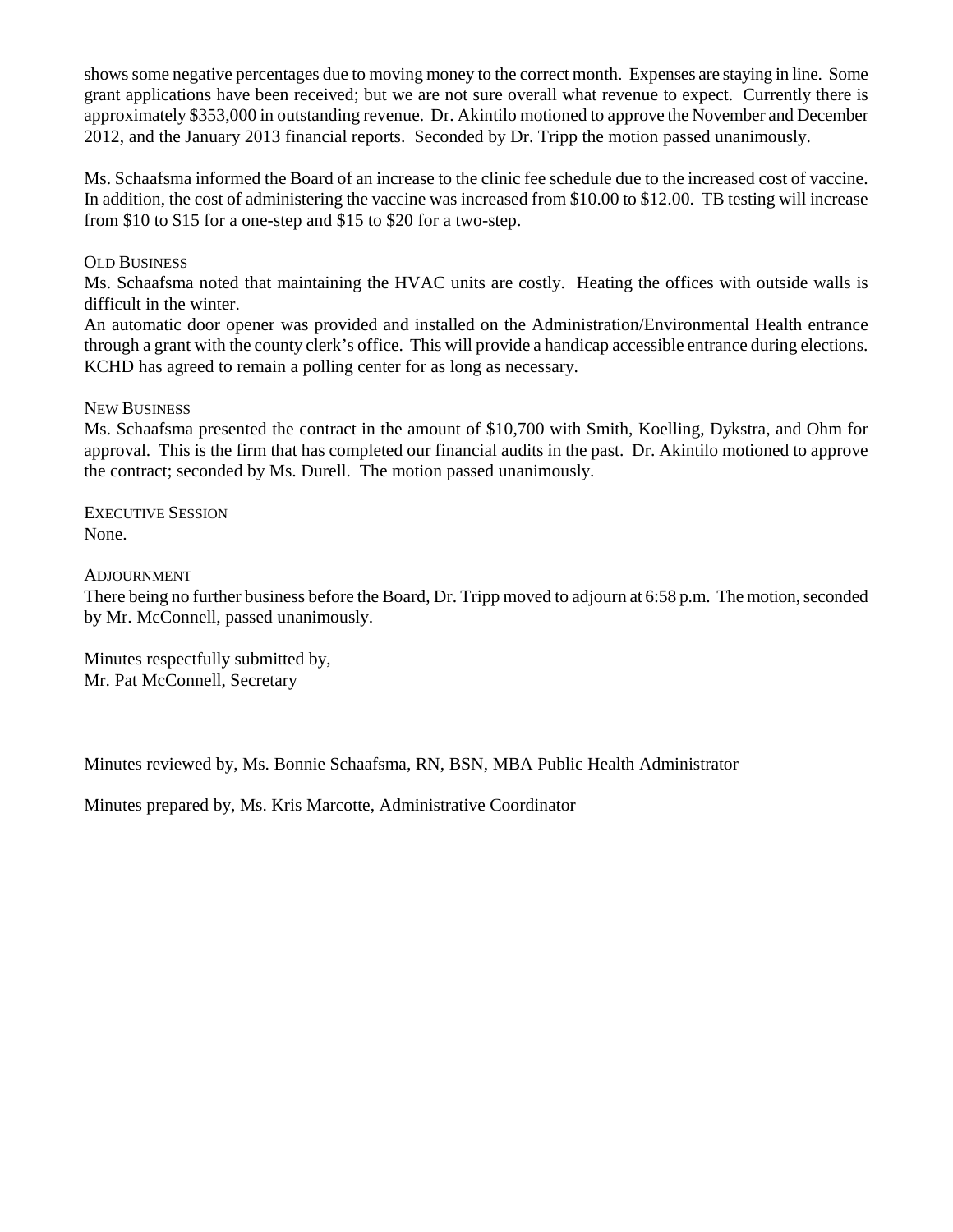shows some negative percentages due to moving money to the correct month. Expenses are staying in line. Some grant applications have been received; but we are not sure overall what revenue to expect. Currently there is approximately $353,000 in outstanding revenue. Dr. Akintilo motioned to approve the November and December 2012, and the January 2013 financial reports. Seconded by Dr. Tripp the motion passed unanimously.

Ms. Schaafsma informed the Board of an increase to the clinic fee schedule due to the increased cost of vaccine. In addition, the cost of administering the vaccine was increased from $10.00 to $12.00. TB testing will increase from $10 to $15 for a one-step and $15 to $20 for a two-step.

## Old Business

Ms. Schaafsma noted that maintaining the HVAC units are costly. Heating the offices with outside walls is difficult in the winter.

An automatic door opener was provided and installed on the Administration/Environmental Health entrance through a grant with the county clerk's office. This will provide a handicap accessible entrance during elections. KCHD has agreed to remain a polling center for as long as necessary.

## New Business

Ms. Schaafsma presented the contract in the amount of $10,700 with Smith, Koelling, Dykstra, and Ohm for approval. This is the firm that has completed our financial audits in the past. Dr. Akintilo motioned to approve the contract; seconded by Ms. Durell. The motion passed unanimously.

## Executive Session

None.

## Adjournment

There being no further business before the Board, Dr. Tripp moved to adjourn at 6:58 p.m. The motion, seconded by Mr. McConnell, passed unanimously.

Minutes respectfully submitted by,
Mr. Pat McConnell, Secretary

Minutes reviewed by, Ms. Bonnie Schaafsma, RN, BSN, MBA Public Health Administrator

Minutes prepared by, Ms. Kris Marcotte, Administrative Coordinator